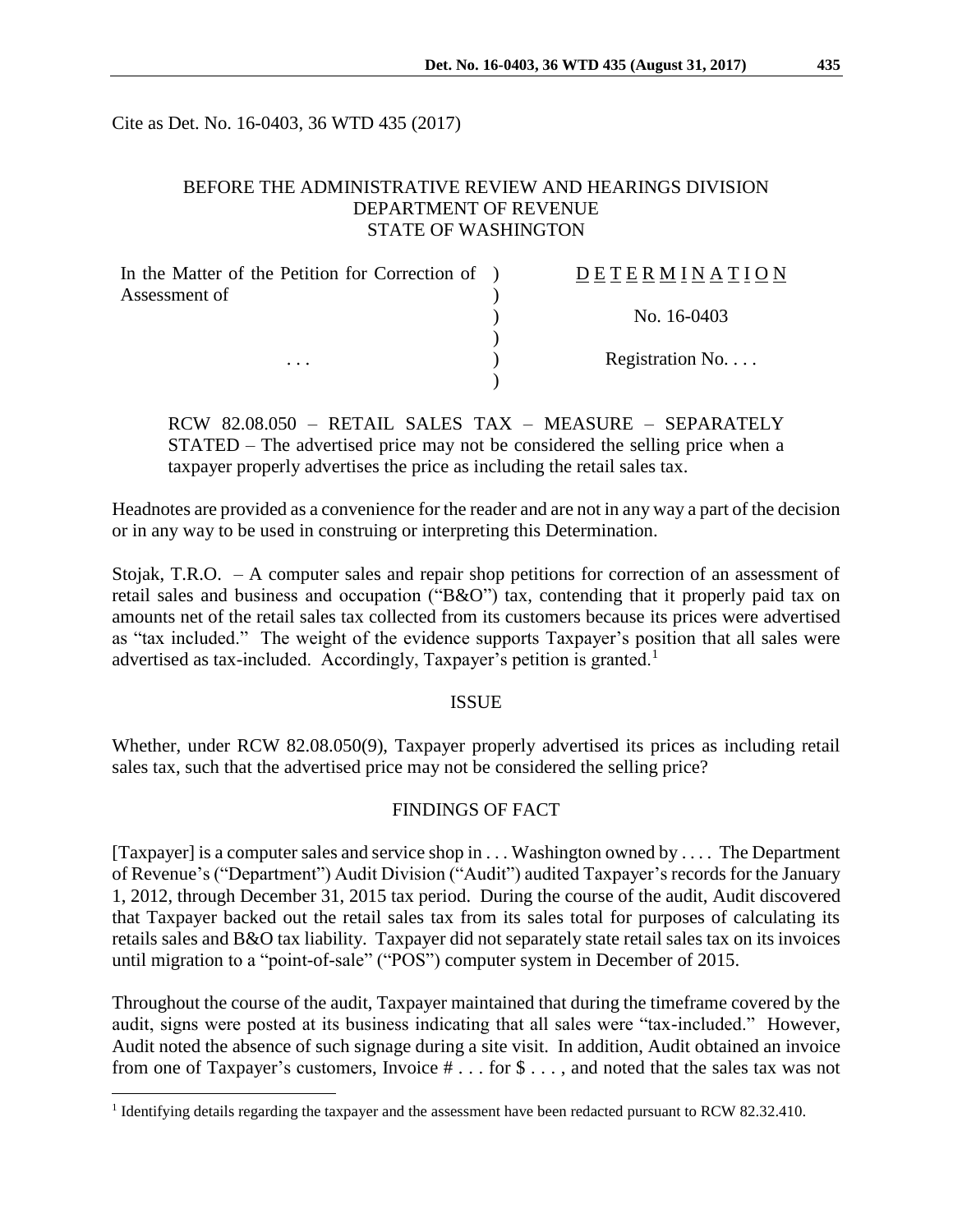Cite as Det. No. 16-0403, 36 WTD 435 (2017)

BEFORE THE ADMINISTRATIVE REVIEW AND HEARINGS DIVISION
DEPARTMENT OF REVENUE
STATE OF WASHINGTON

| | | |
|---|---|---|
| In the Matter of the Petition for Correction of Assessment of | ) | D E T E R M I N A T I O N |
| | ) | No. 16-0403 |
| . . . | ) | Registration No. . . . |

RCW 82.08.050 – RETAIL SALES TAX – MEASURE – SEPARATELY STATED – The advertised price may not be considered the selling price when a taxpayer properly advertises the price as including the retail sales tax.

Headnotes are provided as a convenience for the reader and are not in any way a part of the decision or in any way to be used in construing or interpreting this Determination.

Stojak, T.R.O. – A computer sales and repair shop petitions for correction of an assessment of retail sales and business and occupation ("B&O") tax, contending that it properly paid tax on amounts net of the retail sales tax collected from its customers because its prices were advertised as "tax included." The weight of the evidence supports Taxpayer's position that all sales were advertised as tax-included. Accordingly, Taxpayer's petition is granted.[1]

## ISSUE

Whether, under RCW 82.08.050(9), Taxpayer properly advertised its prices as including retail sales tax, such that the advertised price may not be considered the selling price?

## FINDINGS OF FACT

[Taxpayer] is a computer sales and service shop in . . . Washington owned by . . . . The Department of Revenue's ("Department") Audit Division ("Audit") audited Taxpayer's records for the January 1, 2012, through December 31, 2015 tax period. During the course of the audit, Audit discovered that Taxpayer backed out the retail sales tax from its sales total for purposes of calculating its retails sales and B&O tax liability. Taxpayer did not separately state retail sales tax on its invoices until migration to a "point-of-sale" ("POS") computer system in December of 2015.

Throughout the course of the audit, Taxpayer maintained that during the timeframe covered by the audit, signs were posted at its business indicating that all sales were "tax-included." However, Audit noted the absence of such signage during a site visit. In addition, Audit obtained an invoice from one of Taxpayer's customers, Invoice # . . . for $ . . . , and noted that the sales tax was not

[1] Identifying details regarding the taxpayer and the assessment have been redacted pursuant to RCW 82.32.410.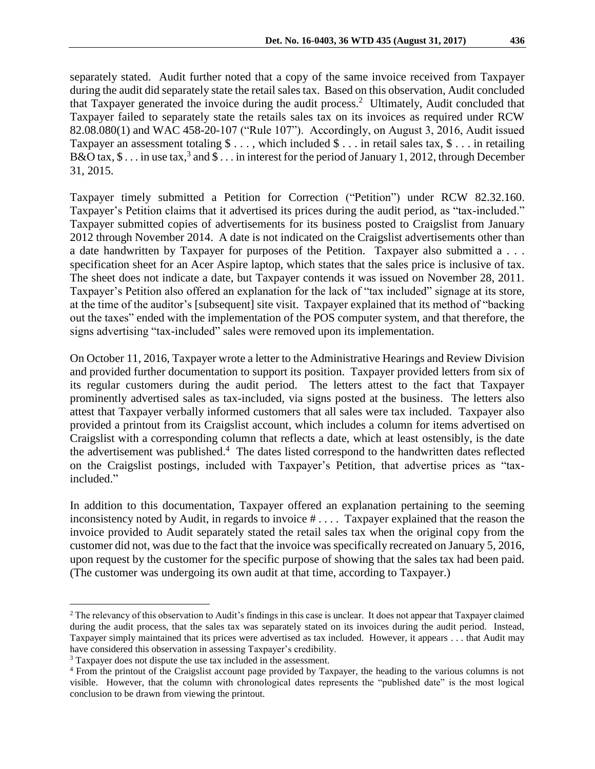separately stated. Audit further noted that a copy of the same invoice received from Taxpayer during the audit did separately state the retail sales tax. Based on this observation, Audit concluded that Taxpayer generated the invoice during the audit process.[2] Ultimately, Audit concluded that Taxpayer failed to separately state the retails sales tax on its invoices as required under RCW 82.08.080(1) and WAC 458-20-107 ("Rule 107"). Accordingly, on August 3, 2016, Audit issued Taxpayer an assessment totaling $ . . . , which included $ . . . in retail sales tax, $ . . . in retailing B&O tax, $ . . . in use tax,[3] and $ . . . in interest for the period of January 1, 2012, through December 31, 2015.

Taxpayer timely submitted a Petition for Correction ("Petition") under RCW 82.32.160. Taxpayer's Petition claims that it advertised its prices during the audit period, as "tax-included." Taxpayer submitted copies of advertisements for its business posted to Craigslist from January 2012 through November 2014. A date is not indicated on the Craigslist advertisements other than a date handwritten by Taxpayer for purposes of the Petition. Taxpayer also submitted a . . . specification sheet for an Acer Aspire laptop, which states that the sales price is inclusive of tax. The sheet does not indicate a date, but Taxpayer contends it was issued on November 28, 2011. Taxpayer's Petition also offered an explanation for the lack of "tax included" signage at its store, at the time of the auditor's [subsequent] site visit. Taxpayer explained that its method of "backing out the taxes" ended with the implementation of the POS computer system, and that therefore, the signs advertising "tax-included" sales were removed upon its implementation.

On October 11, 2016, Taxpayer wrote a letter to the Administrative Hearings and Review Division and provided further documentation to support its position. Taxpayer provided letters from six of its regular customers during the audit period. The letters attest to the fact that Taxpayer prominently advertised sales as tax-included, via signs posted at the business. The letters also attest that Taxpayer verbally informed customers that all sales were tax included. Taxpayer also provided a printout from its Craigslist account, which includes a column for items advertised on Craigslist with a corresponding column that reflects a date, which at least ostensibly, is the date the advertisement was published.[4] The dates listed correspond to the handwritten dates reflected on the Craigslist postings, included with Taxpayer's Petition, that advertise prices as "tax-included."

In addition to this documentation, Taxpayer offered an explanation pertaining to the seeming inconsistency noted by Audit, in regards to invoice # . . . . Taxpayer explained that the reason the invoice provided to Audit separately stated the retail sales tax when the original copy from the customer did not, was due to the fact that the invoice was specifically recreated on January 5, 2016, upon request by the customer for the specific purpose of showing that the sales tax had been paid. (The customer was undergoing its own audit at that time, according to Taxpayer.)

---

[2] The relevancy of this observation to Audit's findings in this case is unclear. It does not appear that Taxpayer claimed during the audit process, that the sales tax was separately stated on its invoices during the audit period. Instead, Taxpayer simply maintained that its prices were advertised as tax included. However, it appears . . . that Audit may have considered this observation in assessing Taxpayer's credibility.

[3] Taxpayer does not dispute the use tax included in the assessment.

[4] From the printout of the Craigslist account page provided by Taxpayer, the heading to the various columns is not visible. However, that the column with chronological dates represents the "published date" is the most logical conclusion to be drawn from viewing the printout.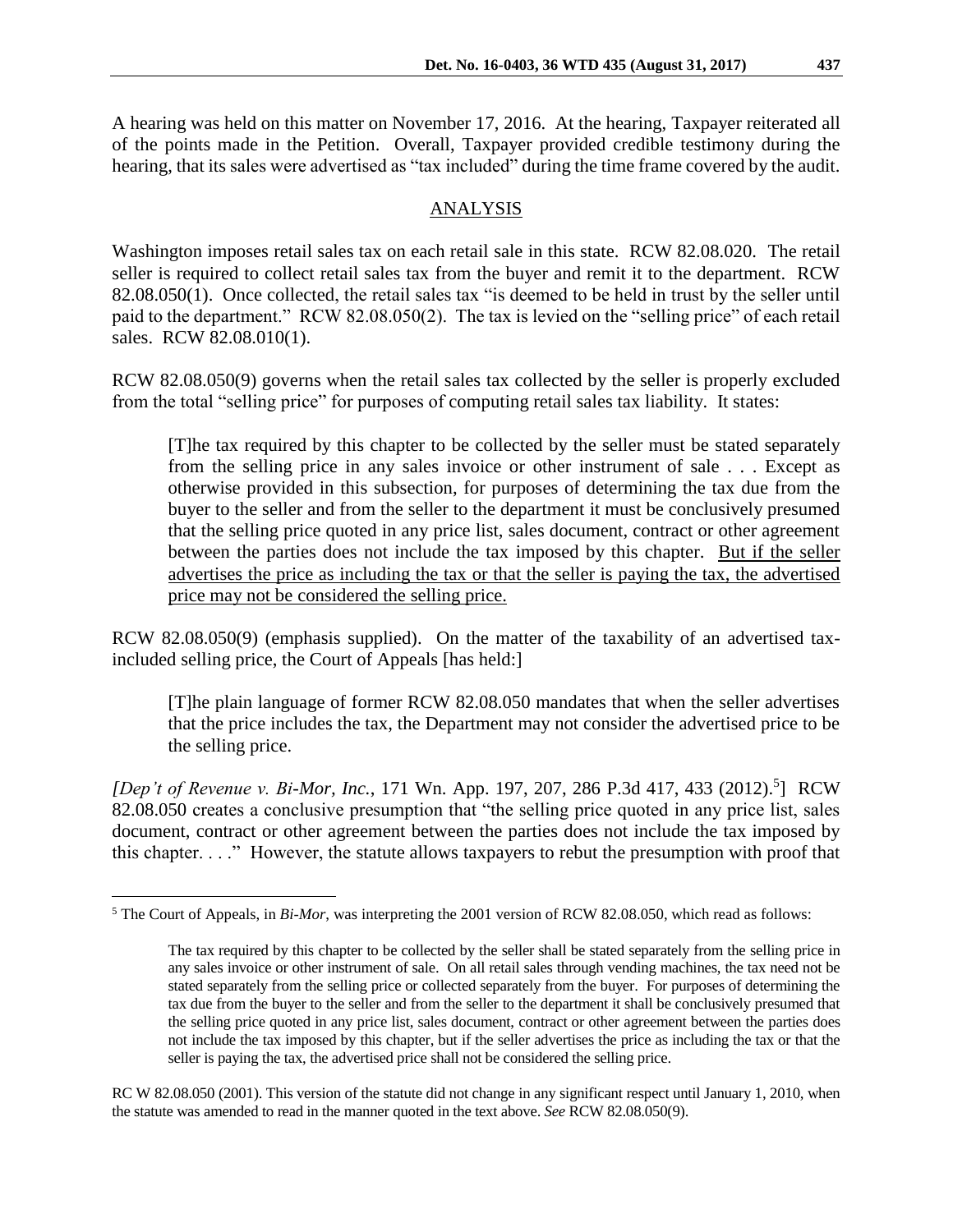A hearing was held on this matter on November 17, 2016. At the hearing, Taxpayer reiterated all of the points made in the Petition. Overall, Taxpayer provided credible testimony during the hearing, that its sales were advertised as "tax included" during the time frame covered by the audit.

## ANALYSIS

Washington imposes retail sales tax on each retail sale in this state. RCW 82.08.020. The retail seller is required to collect retail sales tax from the buyer and remit it to the department. RCW 82.08.050(1). Once collected, the retail sales tax "is deemed to be held in trust by the seller until paid to the department." RCW 82.08.050(2). The tax is levied on the "selling price" of each retail sales. RCW 82.08.010(1).

RCW 82.08.050(9) governs when the retail sales tax collected by the seller is properly excluded from the total "selling price" for purposes of computing retail sales tax liability. It states:

> [T]he tax required by this chapter to be collected by the seller must be stated separately from the selling price in any sales invoice or other instrument of sale . . . Except as otherwise provided in this subsection, for purposes of determining the tax due from the buyer to the seller and from the seller to the department it must be conclusively presumed that the selling price quoted in any price list, sales document, contract or other agreement between the parties does not include the tax imposed by this chapter. <u>But if the seller advertises the price as including the tax or that the seller is paying the tax, the advertised price may not be considered the selling price.</u>

RCW 82.08.050(9) (emphasis supplied). On the matter of the taxability of an advertised tax-included selling price, the Court of Appeals [has held:]

> [T]he plain language of former RCW 82.08.050 mandates that when the seller advertises that the price includes the tax, the Department may not consider the advertised price to be the selling price.

*[Dep't of Revenue v. Bi-Mor, Inc.*, 171 Wn. App. 197, 207, 286 P.3d 417, 433 (2012).[5]] RCW 82.08.050 creates a conclusive presumption that "the selling price quoted in any price list, sales document, contract or other agreement between the parties does not include the tax imposed by this chapter. . . ." However, the statute allows taxpayers to rebut the presumption with proof that

---

[5] The Court of Appeals, in *Bi-Mor*, was interpreting the 2001 version of RCW 82.08.050, which read as follows:

> The tax required by this chapter to be collected by the seller shall be stated separately from the selling price in any sales invoice or other instrument of sale. On all retail sales through vending machines, the tax need not be stated separately from the selling price or collected separately from the buyer. For purposes of determining the tax due from the buyer to the seller and from the seller to the department it shall be conclusively presumed that the selling price quoted in any price list, sales document, contract or other agreement between the parties does not include the tax imposed by this chapter, but if the seller advertises the price as including the tax or that the seller is paying the tax, the advertised price shall not be considered the selling price.

RC W 82.08.050 (2001). This version of the statute did not change in any significant respect until January 1, 2010, when the statute was amended to read in the manner quoted in the text above. *See* RCW 82.08.050(9).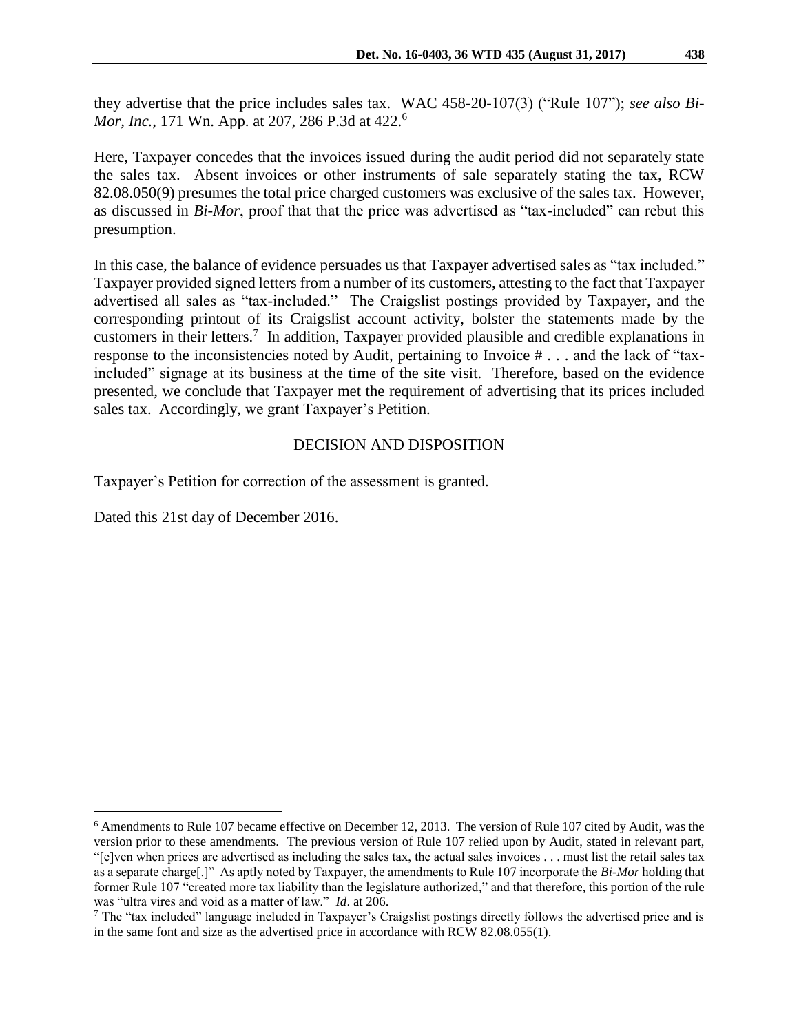they advertise that the price includes sales tax. WAC 458-20-107(3) ("Rule 107"); *see also Bi-Mor, Inc.*, 171 Wn. App. at 207, 286 P.3d at 422.[6]

Here, Taxpayer concedes that the invoices issued during the audit period did not separately state the sales tax. Absent invoices or other instruments of sale separately stating the tax, RCW 82.08.050(9) presumes the total price charged customers was exclusive of the sales tax. However, as discussed in *Bi-Mor*, proof that that the price was advertised as "tax-included" can rebut this presumption.

In this case, the balance of evidence persuades us that Taxpayer advertised sales as "tax included." Taxpayer provided signed letters from a number of its customers, attesting to the fact that Taxpayer advertised all sales as "tax-included." The Craigslist postings provided by Taxpayer, and the corresponding printout of its Craigslist account activity, bolster the statements made by the customers in their letters.[7] In addition, Taxpayer provided plausible and credible explanations in response to the inconsistencies noted by Audit, pertaining to Invoice # . . . and the lack of "tax-included" signage at its business at the time of the site visit. Therefore, based on the evidence presented, we conclude that Taxpayer met the requirement of advertising that its prices included sales tax. Accordingly, we grant Taxpayer's Petition.

## DECISION AND DISPOSITION

Taxpayer's Petition for correction of the assessment is granted.

Dated this 21st day of December 2016.

---

[6] Amendments to Rule 107 became effective on December 12, 2013. The version of Rule 107 cited by Audit, was the version prior to these amendments. The previous version of Rule 107 relied upon by Audit, stated in relevant part, "[e]ven when prices are advertised as including the sales tax, the actual sales invoices . . . must list the retail sales tax as a separate charge[.]" As aptly noted by Taxpayer, the amendments to Rule 107 incorporate the *Bi-Mor* holding that former Rule 107 "created more tax liability than the legislature authorized," and that therefore, this portion of the rule was "ultra vires and void as a matter of law." *Id*. at 206.

[7] The "tax included" language included in Taxpayer's Craigslist postings directly follows the advertised price and is in the same font and size as the advertised price in accordance with RCW 82.08.055(1).